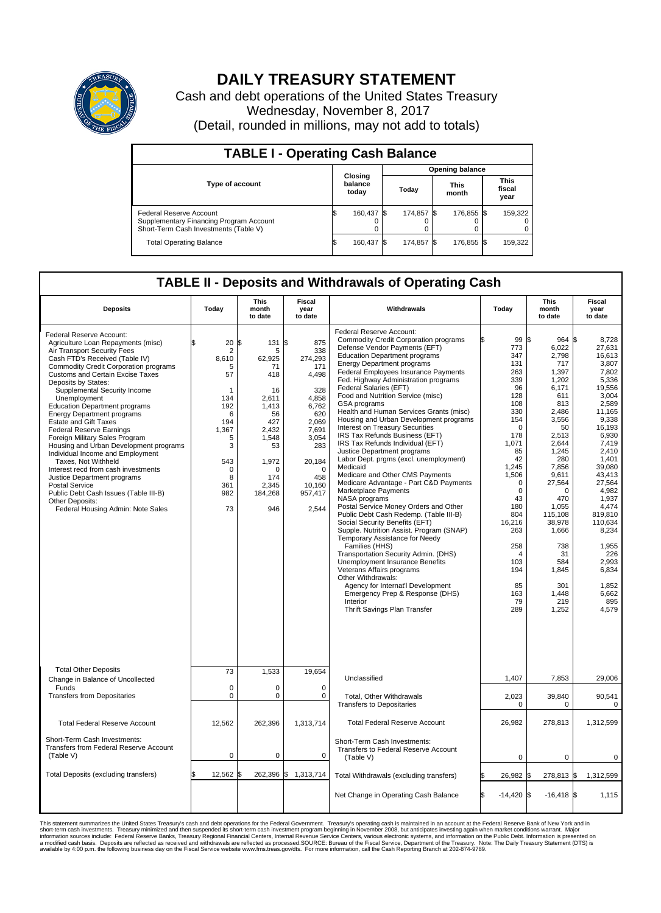# DAILY TREASURY STATEMENT

Cash and debt operations of the United States Treasury

Wednesday, November 8, 2017

(Detail, rounded in millions, may not add to totals)

## TABLE I - Operating Cash Balance

| Type of account | Closing balance today | Opening balance Today | Opening balance This month | Opening balance This fiscal year |
|---|---|---|---|---|
| Federal Reserve Account | $ 160,437 | $ 174,857 | $ 176,855 | $ 159,322 |
| Supplementary Financing Program Account | 0 | 0 | 0 | 0 |
| Short-Term Cash Investments (Table V) | 0 | 0 | 0 | 0 |
| Total Operating Balance | $ 160,437 | $ 174,857 | $ 176,855 | $ 159,322 |

## TABLE II - Deposits and Withdrawals of Operating Cash

| Deposits | Today | This month to date | Fiscal year to date |
|---|---|---|---|
| Federal Reserve Account: | | | |
| Agriculture Loan Repayments (misc) | $ 20 | $ 131 | $ 875 |
| Air Transport Security Fees | 2 | 5 | 338 |
| Cash FTD's Received (Table IV) | 8,610 | 62,925 | 274,293 |
| Commodity Credit Corporation programs | 5 | 71 | 171 |
| Customs and Certain Excise Taxes | 57 | 418 | 4,498 |
| Deposits by States: | | | |
| Supplemental Security Income | 1 | 16 | 328 |
| Unemployment | 134 | 2,611 | 4,858 |
| Education Department programs | 192 | 1,413 | 6,762 |
| Energy Department programs | 6 | 56 | 620 |
| Estate and Gift Taxes | 194 | 427 | 2,069 |
| Federal Reserve Earnings | 1,367 | 2,432 | 7,691 |
| Foreign Military Sales Program | 5 | 1,548 | 3,054 |
| Housing and Urban Development programs | 3 | 53 | 283 |
| Individual Income and Employment Taxes, Not Withheld | 543 | 1,972 | 20,184 |
| Interest recd from cash investments | 0 | 0 | 0 |
| Justice Department programs | 8 | 174 | 458 |
| Postal Service | 361 | 2,345 | 10,160 |
| Public Debt Cash Issues (Table III-B) | 982 | 184,268 | 957,417 |
| Other Deposits: | | | |
| Federal Housing Admin: Note Sales | 73 | 946 | 2,544 |
| Total Other Deposits | 73 | 1,533 | 19,654 |
| Change in Balance of Uncollected Funds | 0 | 0 | 0 |
| Transfers from Depositaries | 0 | 0 | 0 |
| Total Federal Reserve Account | 12,562 | 262,396 | 1,313,714 |
| Short-Term Cash Investments: Transfers from Federal Reserve Account (Table V) | 0 | 0 | 0 |
| Total Deposits (excluding transfers) | $ 12,562 | $ 262,396 | $ 1,313,714 |

| Withdrawals | Today | This month to date | Fiscal year to date |
|---|---|---|---|
| Federal Reserve Account: | | | |
| Commodity Credit Corporation programs | $ 99 | $ 964 | $ 8,728 |
| Defense Vendor Payments (EFT) | 773 | 6,022 | 27,631 |
| Education Department programs | 347 | 2,798 | 16,613 |
| Energy Department programs | 131 | 717 | 3,807 |
| Federal Employees Insurance Payments | 263 | 1,397 | 7,802 |
| Fed. Highway Administration programs | 339 | 1,202 | 5,336 |
| Federal Salaries (EFT) | 96 | 6,171 | 19,556 |
| Food and Nutrition Service (misc) | 128 | 611 | 3,004 |
| GSA programs | 108 | 813 | 2,589 |
| Health and Human Services Grants (misc) | 330 | 2,486 | 11,165 |
| Housing and Urban Development programs | 154 | 3,556 | 9,338 |
| Interest on Treasury Securities | 0 | 50 | 16,193 |
| IRS Tax Refunds Business (EFT) | 178 | 2,513 | 6,930 |
| IRS Tax Refunds Individual (EFT) | 1,071 | 2,644 | 7,419 |
| Justice Department programs | 85 | 1,245 | 2,410 |
| Labor Dept. prgms (excl. unemployment) | 42 | 280 | 1,401 |
| Medicaid | 1,245 | 7,856 | 39,080 |
| Medicare and Other CMS Payments | 1,506 | 9,611 | 43,413 |
| Medicare Advantage - Part C&D Payments | 0 | 27,564 | 27,564 |
| Marketplace Payments | 0 | 0 | 4,982 |
| NASA programs | 43 | 470 | 1,937 |
| Postal Service Money Orders and Other | 180 | 1,055 | 4,474 |
| Public Debt Cash Redemp. (Table III-B) | 804 | 115,108 | 819,810 |
| Social Security Benefits (EFT) | 16,216 | 38,978 | 110,634 |
| Supple. Nutrition Assist. Program (SNAP) | 263 | 1,666 | 8,234 |
| Temporary Assistance for Needy Families (HHS) | 258 | 738 | 1,955 |
| Transportation Security Admin. (DHS) | 4 | 31 | 226 |
| Unemployment Insurance Benefits | 103 | 584 | 2,993 |
| Veterans Affairs programs | 194 | 1,845 | 6,834 |
| Other Withdrawals: | | | |
| Agency for Internat'l Development | 85 | 301 | 1,852 |
| Emergency Prep & Response (DHS) | 163 | 1,448 | 6,662 |
| Interior | 79 | 219 | 895 |
| Thrift Savings Plan Transfer | 289 | 1,252 | 4,579 |
| Unclassified | 1,407 | 7,853 | 29,006 |
| Total, Other Withdrawals | 2,023 | 39,840 | 90,541 |
| Transfers to Depositaries | 0 | 0 | 0 |
| Total Federal Reserve Account | 26,982 | 278,813 | 1,312,599 |
| Short-Term Cash Investments: Transfers to Federal Reserve Account (Table V) | 0 | 0 | 0 |
| Total Withdrawals (excluding transfers) | $ 26,982 | $ 278,813 | $ 1,312,599 |
| Net Change in Operating Cash Balance | $ -14,420 | $ -16,418 | $ 1,115 |

This statement summarizes the United States Treasury's cash and debt operations for the Federal Government. Treasury's operating cash is maintained in an account at the Federal Reserve Bank of New York and in short-term cash investments. Treasury minimized and then suspended its short-term cash investment program beginning in November 2008, but anticipates investing again when market conditions warrant. Major information sources include: Federal Reserve Banks, Treasury Regional Financial Centers, Internal Revenue Service Centers, various electronic systems, and information on the Public Debt. Information is presented on a modified cash basis. Deposits are reflected as received and withdrawals are reflected as processed.SOURCE: Bureau of the Fiscal Service, Department of the Treasury. Note: The Daily Treasury Statement (DTS) is available by 4:00 p.m. the following business day on the Fiscal Service website www.fms.treas.gov/dts. For more information, call the Cash Reporting Branch at 202-874-9789.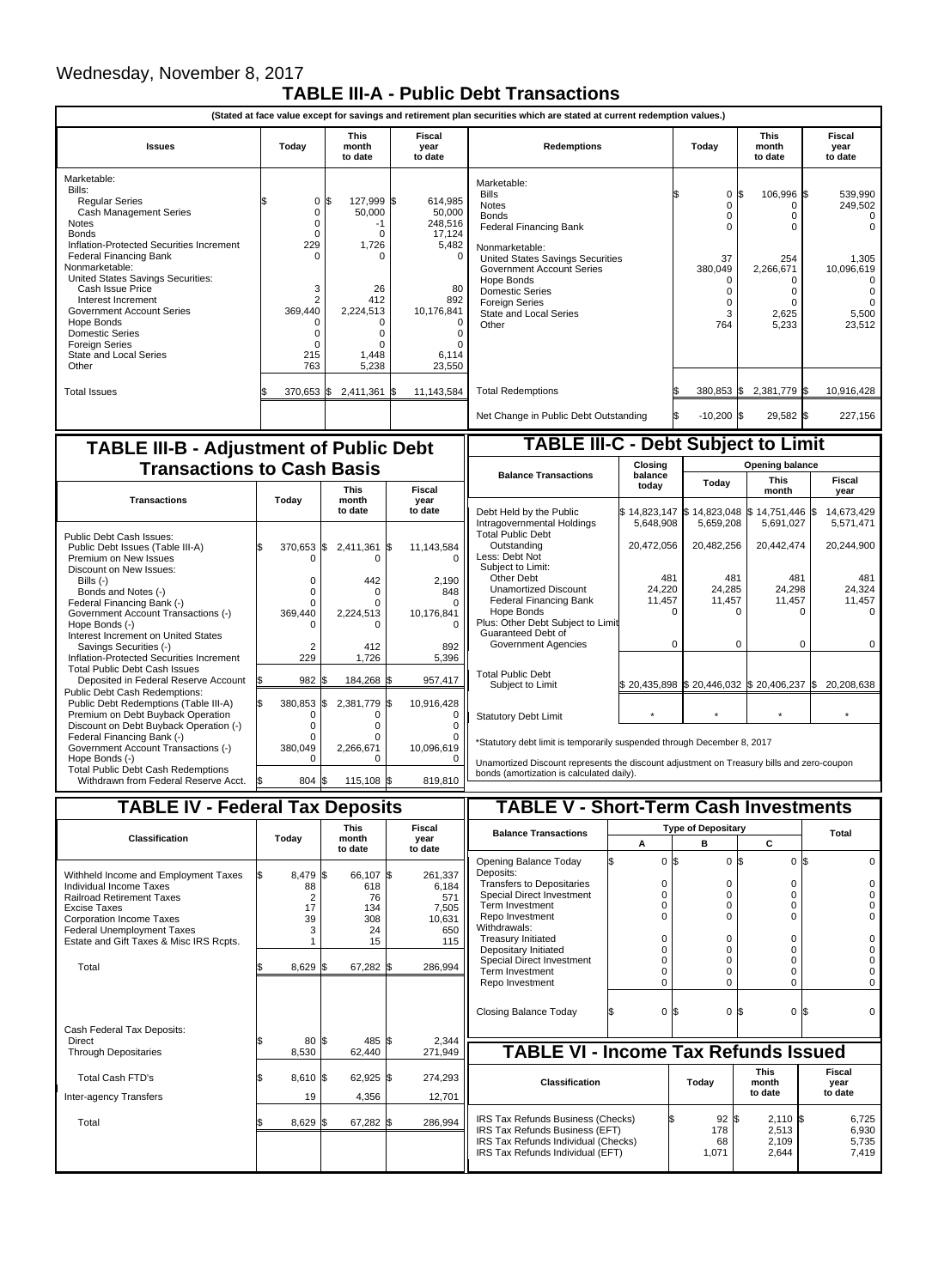Wednesday, November 8, 2017

# TABLE III-A - Public Debt Transactions

(Stated at face value except for savings and retirement plan securities which are stated at current redemption values.)

| Issues | Today | This month to date | Fiscal year to date | Redemptions | Today | This month to date | Fiscal year to date |
|---|---|---|---|---|---|---|---|
| Marketable: | | | | Marketable: | | | |
| Bills: | | | | Bills | $ 0 | $ 106,996 | $ 539,990 |
| Regular Series | $ 0 | $ 127,999 | $ 614,985 | Notes | 0 | 0 | 249,502 |
| Cash Management Series | 0 | 50,000 | 50,000 | Bonds | 0 | 0 | 0 |
| Notes | 0 | -1 | 248,516 | Federal Financing Bank | 0 | 0 | 0 |
| Bonds | 0 | 0 | 17,124 | | | | |
| Inflation-Protected Securities Increment | 229 | 1,726 | 5,482 | Nonmarketable: | | | |
| Federal Financing Bank | 0 | 0 | 0 | United States Savings Securities | 37 | 254 | 1,305 |
| Nonmarketable: | | | | Government Account Series | 380,049 | 2,266,671 | 10,096,619 |
| United States Savings Securities: | | | | Hope Bonds | 0 | 0 | 0 |
| Cash Issue Price | 3 | 26 | 80 | Domestic Series | 0 | 0 | 0 |
| Interest Increment | 2 | 412 | 892 | Foreign Series | 0 | 0 | 0 |
| Government Account Series | 369,440 | 2,224,513 | 10,176,841 | State and Local Series | 3 | 2,625 | 5,500 |
| Hope Bonds | 0 | 0 | 0 | Other | 764 | 5,233 | 23,512 |
| Domestic Series | 0 | 0 | 0 | | | | |
| Foreign Series | 0 | 0 | 0 | | | | |
| State and Local Series | 215 | 1,448 | 6,114 | | | | |
| Other | 763 | 5,238 | 23,550 | | | | |
| Total Issues | $ 370,653 | $ 2,411,361 | $ 11,143,584 | Total Redemptions | $ 380,853 | $ 2,381,779 | $ 10,916,428 |
| | | | | Net Change in Public Debt Outstanding | $ -10,200 | $ 29,582 | $ 227,156 |

# TABLE III-B - Adjustment of Public Debt Transactions to Cash Basis

| Transactions | Today | This month to date | Fiscal year to date |
|---|---|---|---|
| Public Debt Cash Issues: | | | |
| Public Debt Issues (Table III-A) | $ 370,653 | $ 2,411,361 | $ 11,143,584 |
| Premium on New Issues | 0 | 0 | 0 |
| Discount on New Issues: | | | |
| Bills (-) | 0 | 442 | 2,190 |
| Bonds and Notes (-) | 0 | 0 | 848 |
| Federal Financing Bank (-) | 0 | 0 | 0 |
| Government Account Transactions (-) | 369,440 | 2,224,513 | 10,176,841 |
| Hope Bonds (-) | 0 | 0 | 0 |
| Interest Increment on United States Savings Securities (-) | 2 | 412 | 892 |
| Inflation-Protected Securities Increment | 229 | 1,726 | 5,396 |
| Total Public Debt Cash Issues Deposited in Federal Reserve Account | $ 982 | $ 184,268 | $ 957,417 |
| Public Debt Cash Redemptions: | | | |
| Public Debt Redemptions (Table III-A) | $ 380,853 | $ 2,381,779 | $ 10,916,428 |
| Premium on Debt Buyback Operation | 0 | 0 | 0 |
| Discount on Debt Buyback Operation (-) | 0 | 0 | 0 |
| Federal Financing Bank (-) | 0 | 0 | 0 |
| Government Account Transactions (-) | 380,049 | 2,266,671 | 10,096,619 |
| Hope Bonds (-) | 0 | 0 | 0 |
| Total Public Debt Cash Redemptions Withdrawn from Federal Reserve Acct. | $ 804 | $ 115,108 | $ 819,810 |

# TABLE III-C - Debt Subject to Limit

| Balance Transactions | Closing balance today | Opening balance Today | Opening balance This month | Opening balance Fiscal year |
|---|---|---|---|---|
| Debt Held by the Public | $ 14,823,147 | $ 14,823,048 | $ 14,751,446 | $ 14,673,429 |
| Intragovernmental Holdings | 5,648,908 | 5,659,208 | 5,691,027 | 5,571,471 |
| Total Public Debt Outstanding | 20,472,056 | 20,482,256 | 20,442,474 | 20,244,900 |
| Less: Debt Not Subject to Limit: | | | | |
| Other Debt | 481 | 481 | 481 | 481 |
| Unamortized Discount | 24,220 | 24,285 | 24,298 | 24,324 |
| Federal Financing Bank | 11,457 | 11,457 | 11,457 | 11,457 |
| Hope Bonds | 0 | 0 | 0 | 0 |
| Plus: Other Debt Subject to Limit | | | | |
| Guaranteed Debt of Government Agencies | 0 | 0 | 0 | 0 |
| Total Public Debt Subject to Limit | $ 20,435,898 | $ 20,446,032 | $ 20,406,237 | $ 20,208,638 |
| Statutory Debt Limit | * | * | * | * |

*Statutory debt limit is temporarily suspended through December 8, 2017

Unamortized Discount represents the discount adjustment on Treasury bills and zero-coupon bonds (amortization is calculated daily).

# TABLE IV - Federal Tax Deposits

| Classification | Today | This month to date | Fiscal year to date |
|---|---|---|---|
| Withheld Income and Employment Taxes | $ 8,479 | $ 66,107 | $ 261,337 |
| Individual Income Taxes | 88 | 618 | 6,184 |
| Railroad Retirement Taxes | 2 | 76 | 571 |
| Excise Taxes | 17 | 134 | 7,505 |
| Corporation Income Taxes | 39 | 308 | 10,631 |
| Federal Unemployment Taxes | 3 | 24 | 650 |
| Estate and Gift Taxes & Misc IRS Rcpts. | 1 | 15 | 115 |
| Total | $ 8,629 | $ 67,282 | $ 286,994 |
| Cash Federal Tax Deposits: | | | |
| Direct | $ 80 | $ 485 | $ 2,344 |
| Through Depositaries | 8,530 | 62,440 | 271,949 |
| Total Cash FTD's | $ 8,610 | $ 62,925 | $ 274,293 |
| Inter-agency Transfers | 19 | 4,356 | 12,701 |
| Total | $ 8,629 | $ 67,282 | $ 286,994 |

# TABLE V - Short-Term Cash Investments

| Balance Transactions | Type of Depositary A | Type of Depositary B | Type of Depositary C | Total |
|---|---|---|---|---|
| Opening Balance Today | $ 0 | $ 0 | $ 0 | $ 0 |
| Deposits: | | | | |
| Transfers to Depositaries | 0 | 0 | 0 | 0 |
| Special Direct Investment | 0 | 0 | 0 | 0 |
| Term Investment | 0 | 0 | 0 | 0 |
| Repo Investment | 0 | 0 | 0 | 0 |
| Withdrawals: | | | | |
| Treasury Initiated | 0 | 0 | 0 | 0 |
| Depositary Initiated | 0 | 0 | 0 | 0 |
| Special Direct Investment | 0 | 0 | 0 | 0 |
| Term Investment | 0 | 0 | 0 | 0 |
| Repo Investment | 0 | 0 | 0 | 0 |
| Closing Balance Today | $ 0 | $ 0 | $ 0 | $ 0 |

# TABLE VI - Income Tax Refunds Issued

| Classification | Today | This month to date | Fiscal year to date |
|---|---|---|---|
| IRS Tax Refunds Business (Checks) | $ 92 | $ 2,110 | $ 6,725 |
| IRS Tax Refunds Business (EFT) | 178 | 2,513 | 6,930 |
| IRS Tax Refunds Individual (Checks) | 68 | 2,109 | 5,735 |
| IRS Tax Refunds Individual (EFT) | 1,071 | 2,644 | 7,419 |